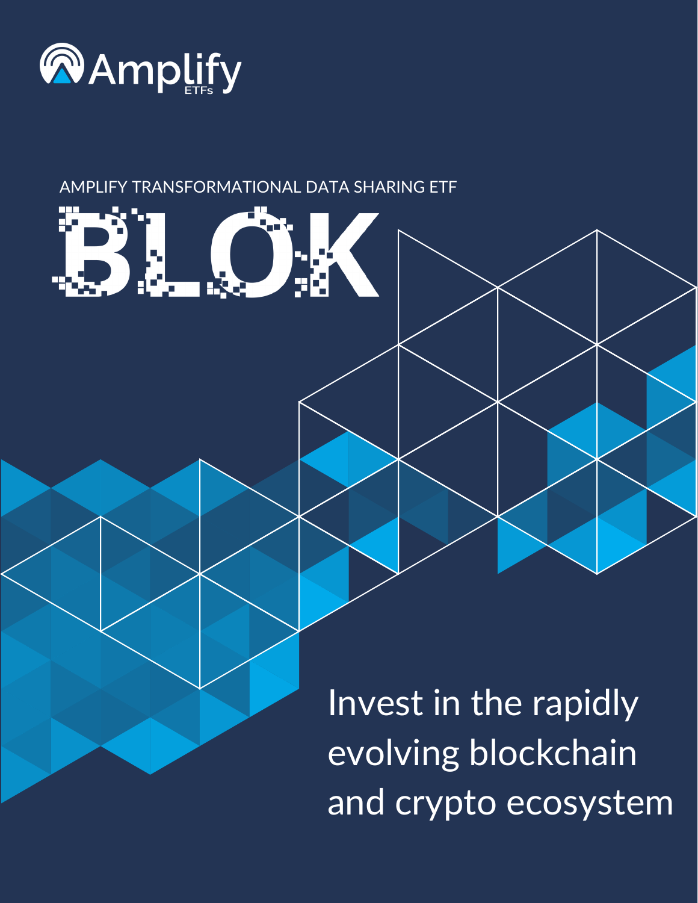Amplify ETFs

AMPLIFY TRANSFORMATIONAL DATA SHARING ETF

# BLOK

## Invest in the rapidly evolving blockchain and crypto ecosystem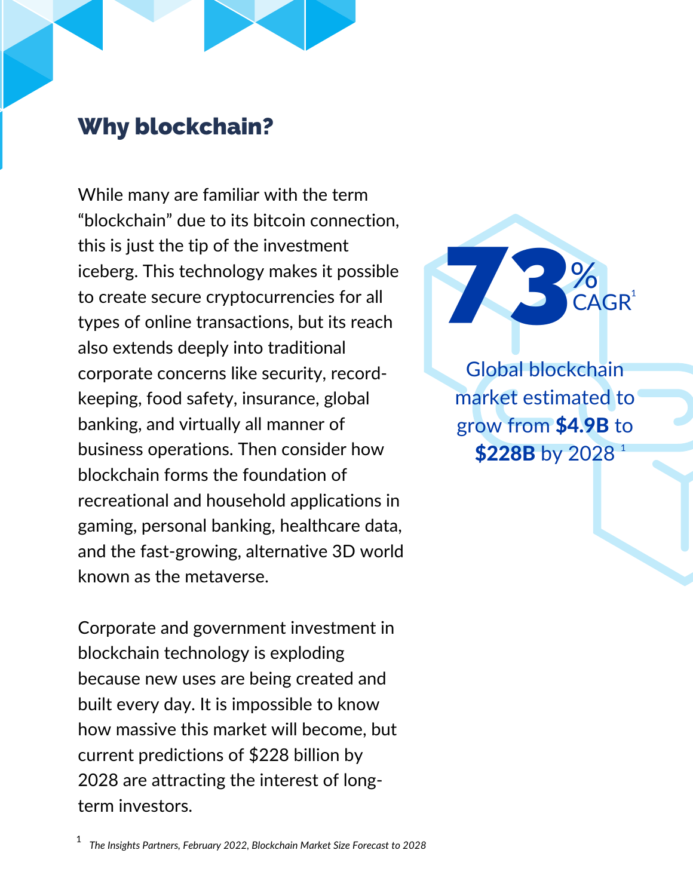## Why blockchain?

While many are familiar with the term "blockchain" due to its bitcoin connection, this is just the tip of the investment iceberg. This technology makes it possible to create secure cryptocurrencies for all types of online transactions, but its reach also extends deeply into traditional corporate concerns like security, record-keeping, food safety, insurance, global banking, and virtually all manner of business operations. Then consider how blockchain forms the foundation of recreational and household applications in gaming, personal banking, healthcare data, and the fast-growing, alternative 3D world known as the metaverse.

Corporate and government investment in blockchain technology is exploding because new uses are being created and built every day. It is impossible to know how massive this market will become, but current predictions of $228 billion by 2028 are attracting the interest of long-term investors.

**73%** CAGR[1]

Global blockchain market estimated to grow from **$4.9B** to **$228B** by 2028 [1]

[1] *The Insights Partners, February 2022, Blockchain Market Size Forecast to 2028*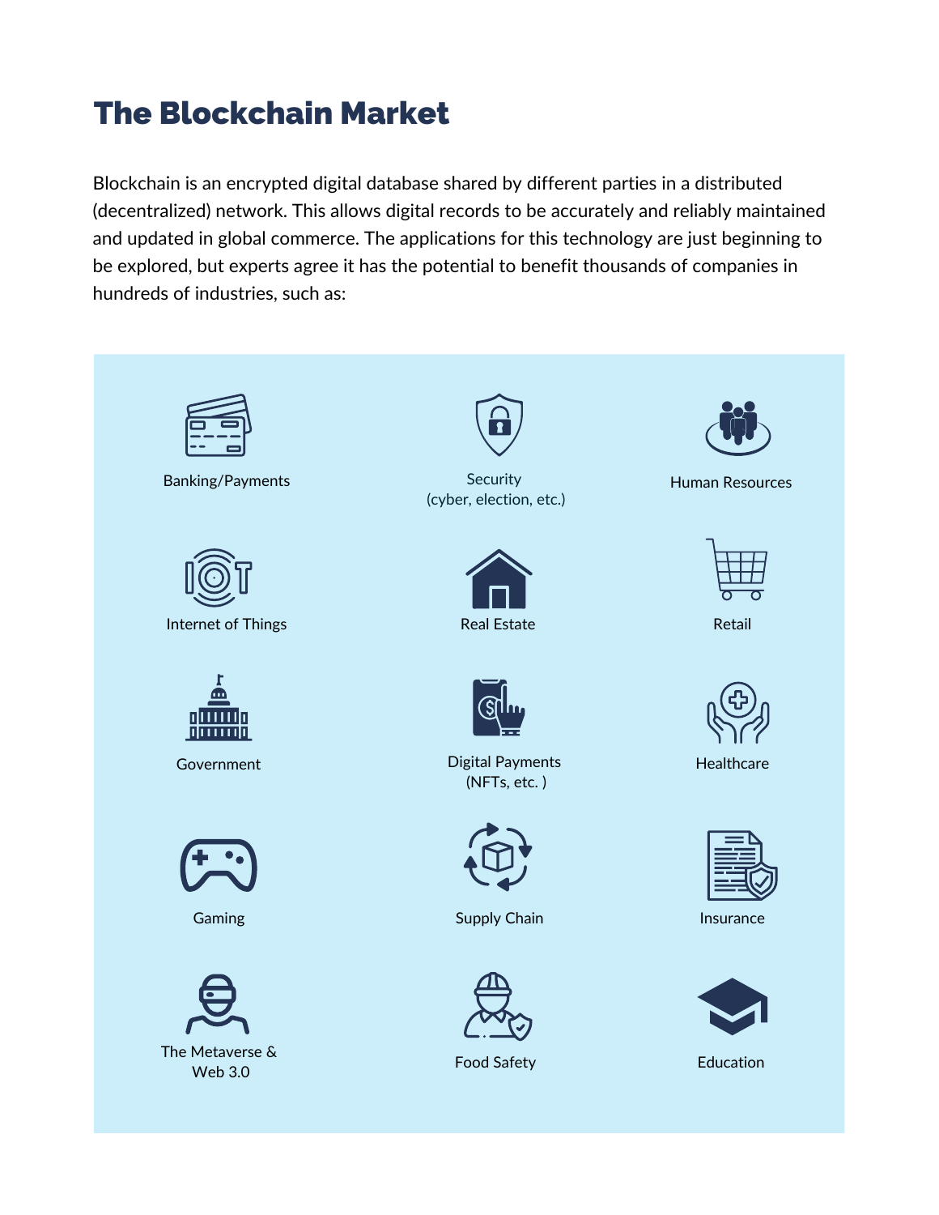# The Blockchain Market

Blockchain is an encrypted digital database shared by different parties in a distributed (decentralized) network. This allows digital records to be accurately and reliably maintained and updated in global commerce. The applications for this technology are just beginning to be explored, but experts agree it has the potential to benefit thousands of companies in hundreds of industries, such as:

- Banking/Payments
- Security (cyber, election, etc.)
- Human Resources
- Internet of Things
- Real Estate
- Retail
- Government
- Digital Payments (NFTs, etc. )
- Healthcare
- Gaming
- Supply Chain
- Insurance
- The Metaverse & Web 3.0
- Food Safety
- Education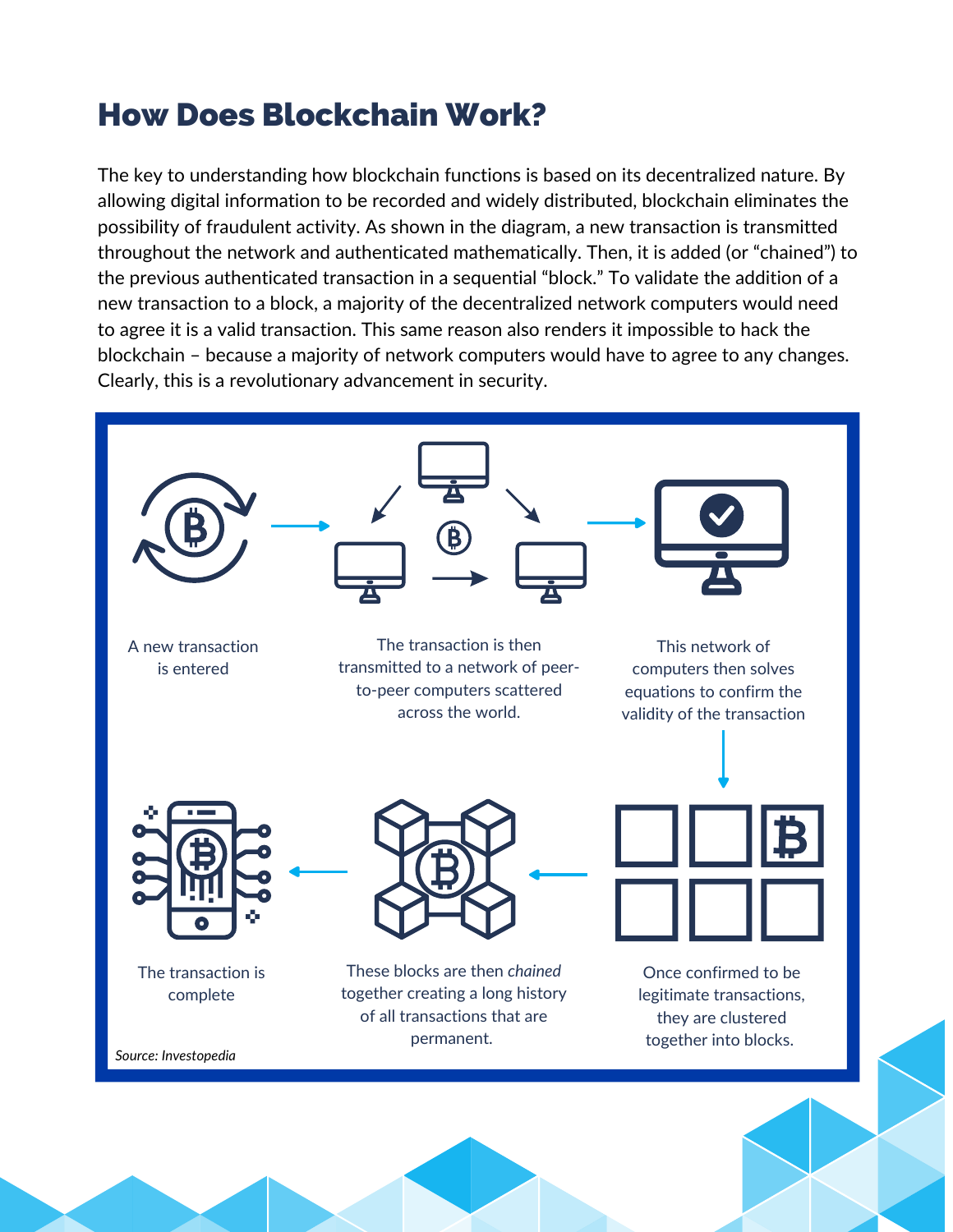# How Does Blockchain Work?

The key to understanding how blockchain functions is based on its decentralized nature. By allowing digital information to be recorded and widely distributed, blockchain eliminates the possibility of fraudulent activity. As shown in the diagram, a new transaction is transmitted throughout the network and authenticated mathematically. Then, it is added (or "chained") to the previous authenticated transaction in a sequential "block." To validate the addition of a new transaction to a block, a majority of the decentralized network computers would need to agree it is a valid transaction. This same reason also renders it impossible to hack the blockchain – because a majority of network computers would have to agree to any changes. Clearly, this is a revolutionary advancement in security.

A new transaction is entered

The transaction is then transmitted to a network of peer-to-peer computers scattered across the world.

This network of computers then solves equations to confirm the validity of the transaction

Once confirmed to be legitimate transactions, they are clustered together into blocks.

These blocks are then *chained* together creating a long history of all transactions that are permanent.

The transaction is complete

*Source: Investopedia*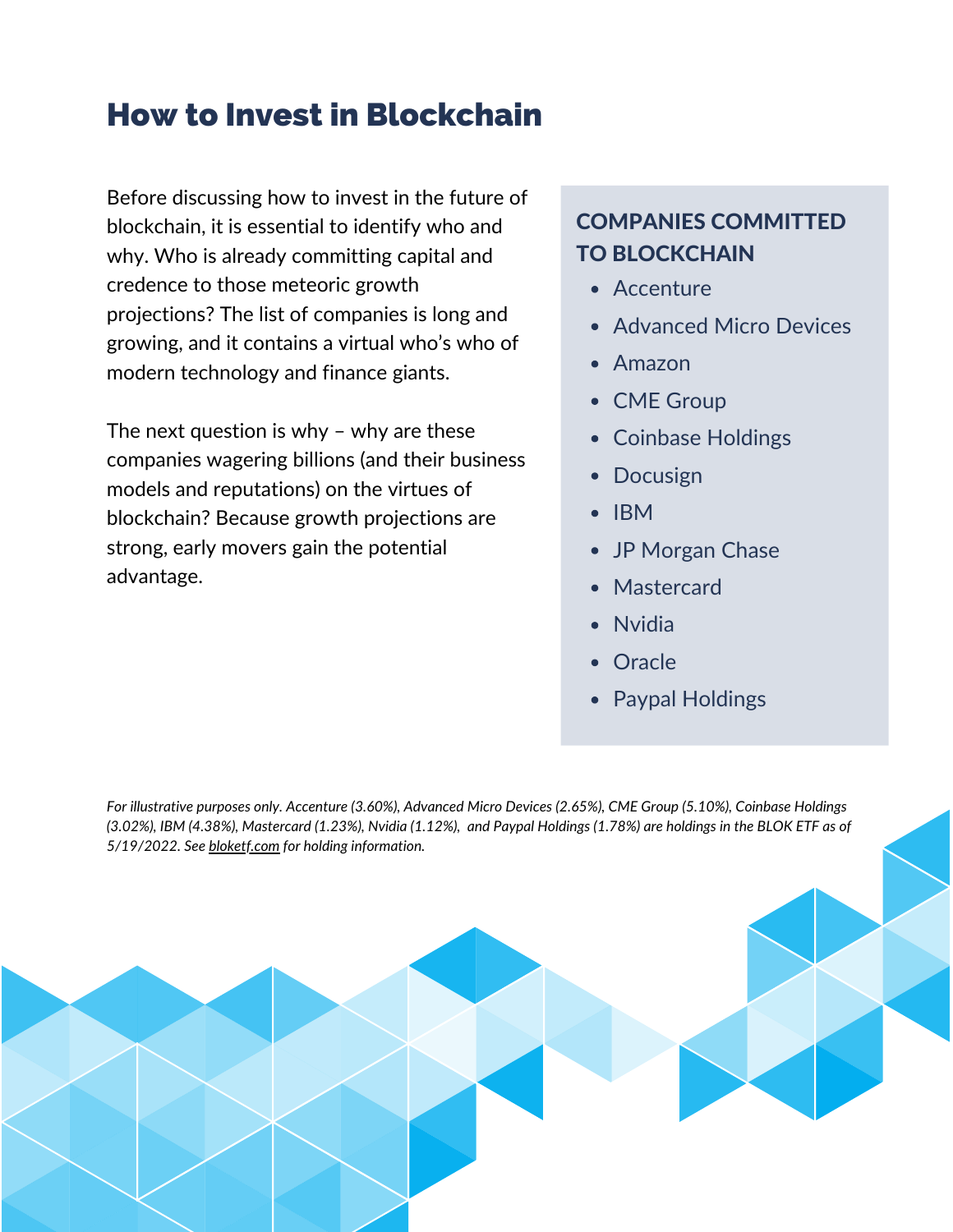# How to Invest in Blockchain

Before discussing how to invest in the future of blockchain, it is essential to identify who and why. Who is already committing capital and credence to those meteoric growth projections? The list of companies is long and growing, and it contains a virtual who's who of modern technology and finance giants.

The next question is why – why are these companies wagering billions (and their business models and reputations) on the virtues of blockchain? Because growth projections are strong, early movers gain the potential advantage.

## COMPANIES COMMITTED TO BLOCKCHAIN

- Accenture
- Advanced Micro Devices
- Amazon
- CME Group
- Coinbase Holdings
- Docusign
- IBM
- JP Morgan Chase
- Mastercard
- Nvidia
- Oracle
- Paypal Holdings

*For illustrative purposes only. Accenture (3.60%), Advanced Micro Devices (2.65%), CME Group (5.10%), Coinbase Holdings (3.02%), IBM (4.38%), Mastercard (1.23%), Nvidia (1.12%), and Paypal Holdings (1.78%) are holdings in the BLOK ETF as of 5/19/2022. See bloketf.com for holding information.*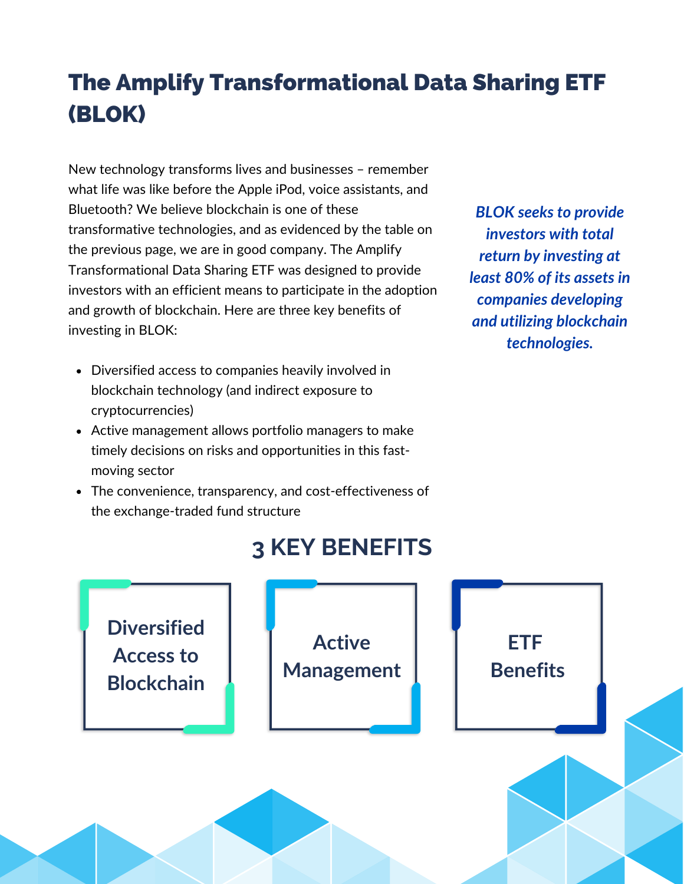# The Amplify Transformational Data Sharing ETF (BLOK)

New technology transforms lives and businesses – remember what life was like before the Apple iPod, voice assistants, and Bluetooth? We believe blockchain is one of these transformative technologies, and as evidenced by the table on the previous page, we are in good company. The Amplify Transformational Data Sharing ETF was designed to provide investors with an efficient means to participate in the adoption and growth of blockchain. Here are three key benefits of investing in BLOK:

- Diversified access to companies heavily involved in blockchain technology (and indirect exposure to cryptocurrencies)
- Active management allows portfolio managers to make timely decisions on risks and opportunities in this fast-moving sector
- The convenience, transparency, and cost-effectiveness of the exchange-traded fund structure

***BLOK seeks to provide investors with total return by investing at least 80% of its assets in companies developing and utilizing blockchain technologies.***

## 3 KEY BENEFITS

**Diversified Access to Blockchain**

**Active Management**

**ETF Benefits**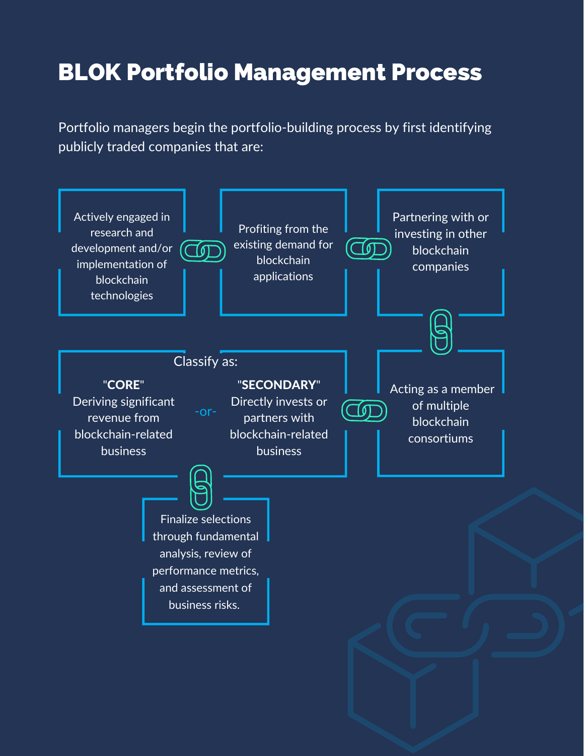# BLOK Portfolio Management Process

Portfolio managers begin the portfolio-building process by first identifying publicly traded companies that are:

- Actively engaged in research and development and/or implementation of blockchain technologies
- Profiting from the existing demand for blockchain applications
- Partnering with or investing in other blockchain companies
- Acting as a member of multiple blockchain consortiums

Classify as:

"**CORE**"
Deriving significant revenue from blockchain-related business

-or-

"**SECONDARY**"
Directly invests or partners with blockchain-related business

Finalize selections through fundamental analysis, review of performance metrics, and assessment of business risks.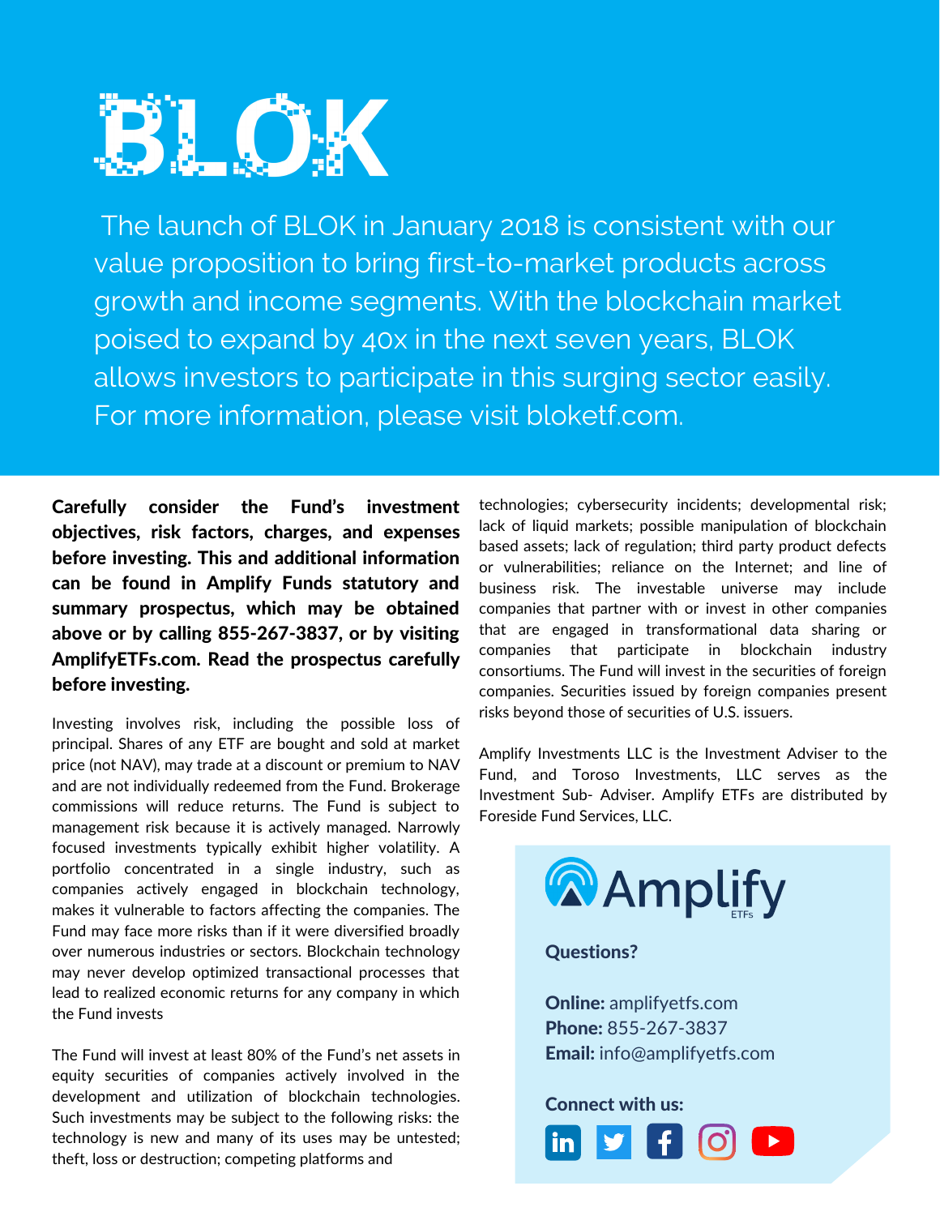# BLOK

The launch of BLOK in January 2018 is consistent with our value proposition to bring first-to-market products across growth and income segments. With the blockchain market poised to expand by 40x in the next seven years, BLOK allows investors to participate in this surging sector easily. For more information, please visit bloketf.com.

**Carefully consider the Fund's investment objectives, risk factors, charges, and expenses before investing. This and additional information can be found in Amplify Funds statutory and summary prospectus, which may be obtained above or by calling 855-267-3837, or by visiting AmplifyETFs.com. Read the prospectus carefully before investing.**

Investing involves risk, including the possible loss of principal. Shares of any ETF are bought and sold at market price (not NAV), may trade at a discount or premium to NAV and are not individually redeemed from the Fund. Brokerage commissions will reduce returns. The Fund is subject to management risk because it is actively managed. Narrowly focused investments typically exhibit higher volatility. A portfolio concentrated in a single industry, such as companies actively engaged in blockchain technology, makes it vulnerable to factors affecting the companies. The Fund may face more risks than if it were diversified broadly over numerous industries or sectors. Blockchain technology may never develop optimized transactional processes that lead to realized economic returns for any company in which the Fund invests

The Fund will invest at least 80% of the Fund's net assets in equity securities of companies actively involved in the development and utilization of blockchain technologies. Such investments may be subject to the following risks: the technology is new and many of its uses may be untested; theft, loss or destruction; competing platforms and technologies; cybersecurity incidents; developmental risk; lack of liquid markets; possible manipulation of blockchain based assets; lack of regulation; third party product defects or vulnerabilities; reliance on the Internet; and line of business risk. The investable universe may include companies that partner with or invest in other companies that are engaged in transformational data sharing or companies that participate in blockchain industry consortiums. The Fund will invest in the securities of foreign companies. Securities issued by foreign companies present risks beyond those of securities of U.S. issuers.

Amplify Investments LLC is the Investment Adviser to the Fund, and Toroso Investments, LLC serves as the Investment Sub- Adviser. Amplify ETFs are distributed by Foreside Fund Services, LLC.

Amplify ETFs

**Questions?**

**Online:** amplifyetfs.com
**Phone:** 855-267-3837
**Email:** info@amplifyetfs.com

**Connect with us:**